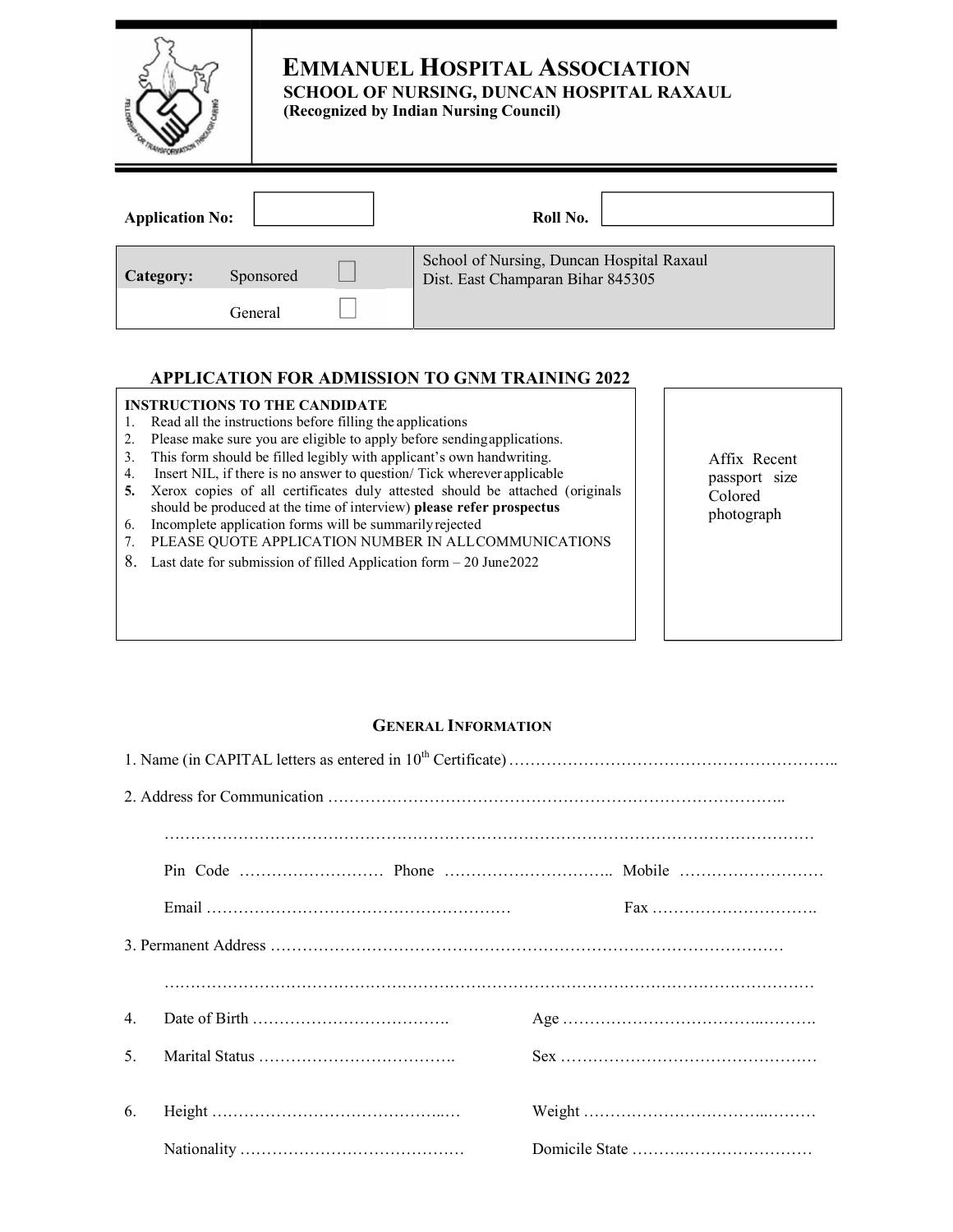# EMMANUEL HOSPITAL ASSOCIATION

**SCHOOL OF NURSING, DUNCAN HOSPITAL RAXAUL**
**(Recognized by Indian Nursing Council)**

**Application No:** ____________  **Roll No.** ____________

| **Category:** | Sponsored | ☐ | School of Nursing, Duncan Hospital Raxaul<br>Dist. East Champaran Bihar 845305 |
|---|---|---|---|
| | General | ☐ | |

## APPLICATION FOR ADMISSION TO GNM TRAINING 2022

**INSTRUCTIONS TO THE CANDIDATE**

1. Read all the instructions before filling the applications
2. Please make sure you are eligible to apply before sending applications.
3. This form should be filled legibly with applicant's own handwriting.
4. Insert NIL, if there is no answer to question/ Tick wherever applicable
5. Xerox copies of all certificates duly attested should be attached (originals should be produced at the time of interview) **please refer prospectus**
6. Incomplete application forms will be summarily rejected
7. PLEASE QUOTE APPLICATION NUMBER IN ALL COMMUNICATIONS
8. Last date for submission of filled Application form – 20 June 2022

Affix Recent passport size Colored photograph

### GENERAL INFORMATION

1. Name (in CAPITAL letters as entered in 10th Certificate) ……………………………………………………..

2. Address for Communication ……………………………………………………………………………..

   ……………………………………………………………………………………………………………

   Pin Code ……………………… Phone ………………………….. Mobile ………………………

   Email ………………………………………………… Fax ………………………….

3. Permanent Address ………………………………………………………………………………………

   ……………………………………………………………………………………………………………

4. Date of Birth ………………………………. Age ……………………………………….

5. Marital Status ………………………………. Sex …………………………………………

6. Height ……………………………………… Weight …………………………………….

   Nationality …………………………………… Domicile State ……………………………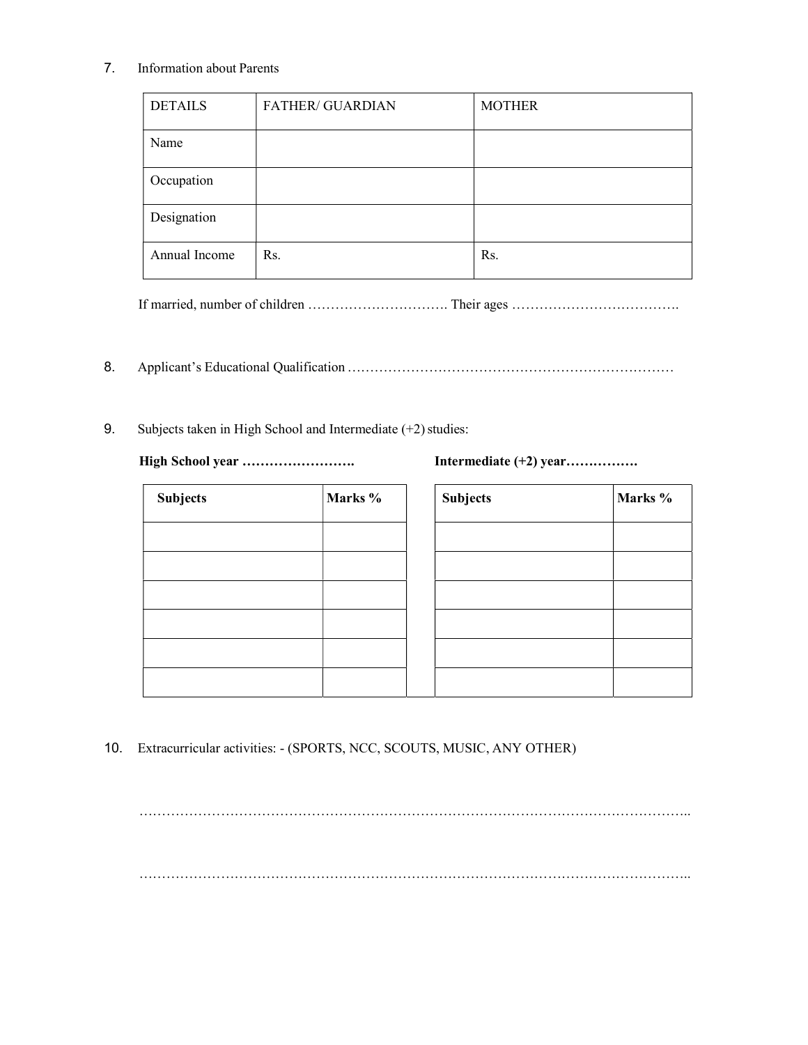7. Information about Parents

| DETAILS | FATHER/ GUARDIAN | MOTHER |
|---|---|---|
| Name | | |
| Occupation | | |
| Designation | | |
| Annual Income | Rs. | Rs. |

If married, number of children …………………………. Their ages ……………………………….

8. Applicant's Educational Qualification ………………………………………………………………

9. Subjects taken in High School and Intermediate (+2) studies:

**High School year …………………….**

| Subjects | Marks % |
|---|---|
| | |
| | |
| | |
| | |
| | |
| | |

**Intermediate (+2) year……………**

| Subjects | Marks % |
|---|---|
| | |
| | |
| | |
| | |
| | |
| | |

10. Extracurricular activities: - (SPORTS, NCC, SCOUTS, MUSIC, ANY OTHER)

………………………………………………………………………………………………………..

………………………………………………………………………………………………………..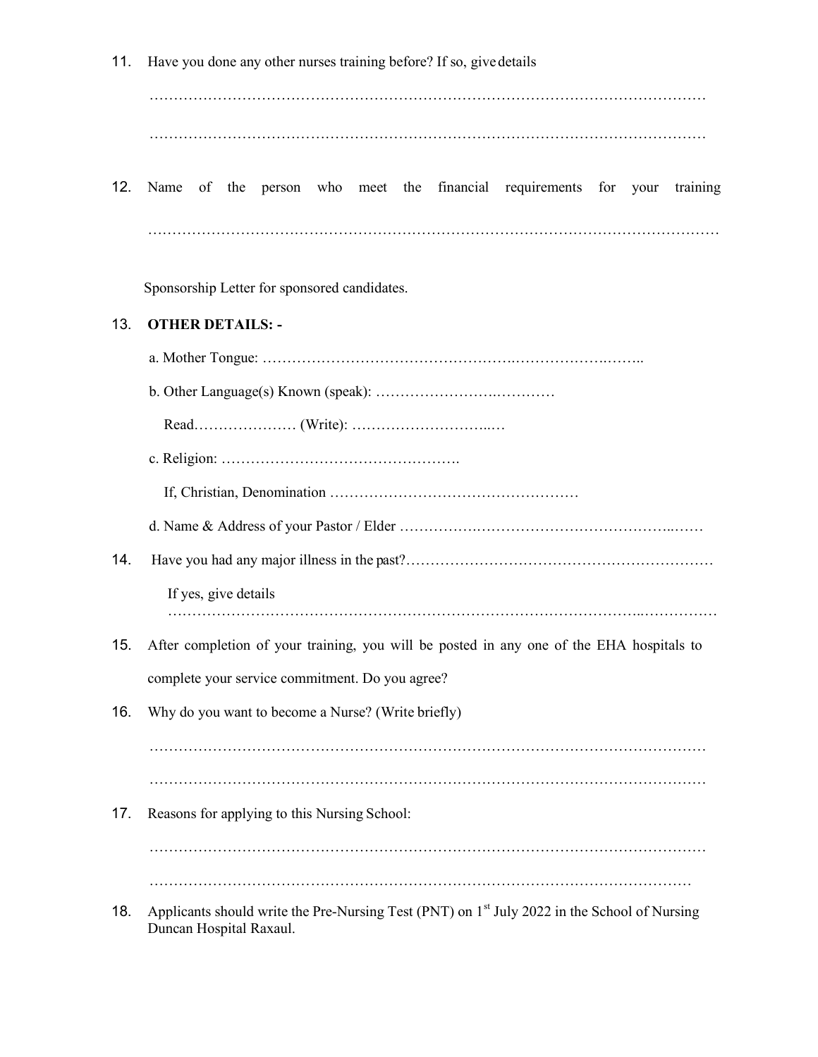11. Have you done any other nurses training before? If so, give details

……………………………………………………………………………………………………

……………………………………………………………………………………………………

12. Name of the person who meet the financial requirements for your training

……………………………………………………………………………………………………

Sponsorship Letter for sponsored candidates.

13. **OTHER DETAILS: -**

    a. Mother Tongue: ………………………………………………..……………….……..

    b. Other Language(s) Known (speak): ……………………….…………

    Read………………… (Write): ………………………...…

    c. Religion: ………………………………………….

    If, Christian, Denomination ……………………………………………

    d. Name & Address of your Pastor / Elder …………….……………………………………..……

14. Have you had any major illness in the past?………………………………………………………

    If yes, give details ……………………………………………………………………………………..……………

15. After completion of your training, you will be posted in any one of the EHA hospitals to complete your service commitment. Do you agree?

16. Why do you want to become a Nurse? (Write briefly)

……………………………………………………………………………………………………

……………………………………………………………………………………………………

17. Reasons for applying to this Nursing School:

……………………………………………………………………………………………………

……………………………………………………………………………………………………

18. Applicants should write the Pre-Nursing Test (PNT) on 1st July 2022 in the School of Nursing Duncan Hospital Raxaul.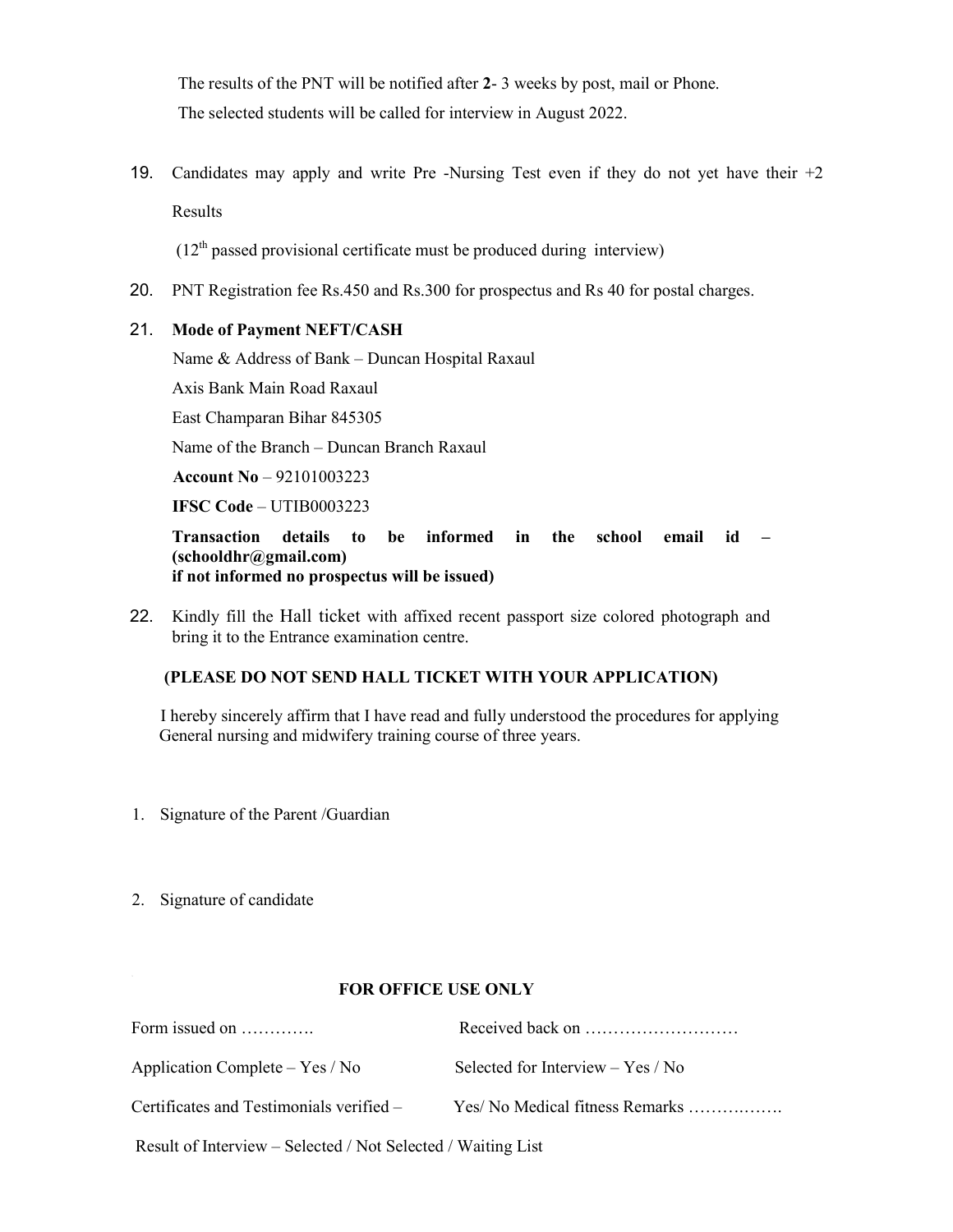The results of the PNT will be notified after **2**- 3 weeks by post, mail or Phone.

The selected students will be called for interview in August 2022.

19. Candidates may apply and write Pre -Nursing Test even if they do not yet have their +2 Results

    (12th passed provisional certificate must be produced during interview)

20. PNT Registration fee Rs.450 and Rs.300 for prospectus and Rs 40 for postal charges.

21. **Mode of Payment NEFT/CASH**

    Name & Address of Bank – Duncan Hospital Raxaul

    Axis Bank Main Road Raxaul

    East Champaran Bihar 845305

    Name of the Branch – Duncan Branch Raxaul

    **Account No** – 92101003223

    **IFSC Code** – UTIB0003223

    **Transaction details to be informed in the school email id – (schooldhr@gmail.com)**
    **if not informed no prospectus will be issued)**

22. Kindly fill the Hall ticket with affixed recent passport size colored photograph and bring it to the Entrance examination centre.

**(PLEASE DO NOT SEND HALL TICKET WITH YOUR APPLICATION)**

I hereby sincerely affirm that I have read and fully understood the procedures for applying General nursing and midwifery training course of three years.

1. Signature of the Parent /Guardian

2. Signature of candidate

**FOR OFFICE USE ONLY**

Form issued on ………….  Received back on ………………………

Application Complete – Yes / No  Selected for Interview – Yes / No

Certificates and Testimonials verified – Yes/ No Medical fitness Remarks ……….…….

Result of Interview – Selected / Not Selected / Waiting List